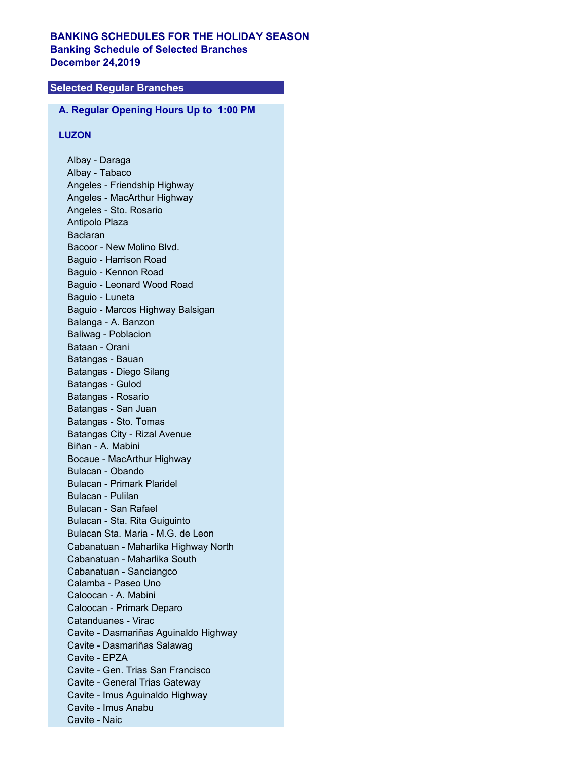# BANKING SCHEDULES FOR THE HOLIDAY SEASON

## Banking Schedule of Selected Branches

## December 24,2019

### Selected Regular Branches

#### A. Regular Opening Hours Up to 1:00 PM

#### LUZON

Albay - Daraga
Albay - Tabaco
Angeles - Friendship Highway
Angeles - MacArthur Highway
Angeles - Sto. Rosario
Antipolo Plaza
Baclaran
Bacoor - New Molino Blvd.
Baguio - Harrison Road
Baguio - Kennon Road
Baguio - Leonard Wood Road
Baguio - Luneta
Baguio - Marcos Highway Balsigan
Balanga - A. Banzon
Baliwag - Poblacion
Bataan - Orani
Batangas - Bauan
Batangas - Diego Silang
Batangas - Gulod
Batangas - Rosario
Batangas - San Juan
Batangas - Sto. Tomas
Batangas City - Rizal Avenue
Biñan - A. Mabini
Bocaue - MacArthur Highway
Bulacan - Obando
Bulacan - Primark Plaridel
Bulacan - Pulilan
Bulacan - San Rafael
Bulacan - Sta. Rita Guiguinto
Bulacan Sta. Maria - M.G. de Leon
Cabanatuan - Maharlika Highway North
Cabanatuan - Maharlika South
Cabanatuan - Sanciangco
Calamba - Paseo Uno
Caloocan - A. Mabini
Caloocan - Primark Deparo
Catanduanes - Virac
Cavite - Dasmariñas Aguinaldo Highway
Cavite - Dasmariñas Salawag
Cavite - EPZA
Cavite - Gen. Trias San Francisco
Cavite - General Trias Gateway
Cavite - Imus Aguinaldo Highway
Cavite - Imus Anabu
Cavite - Naic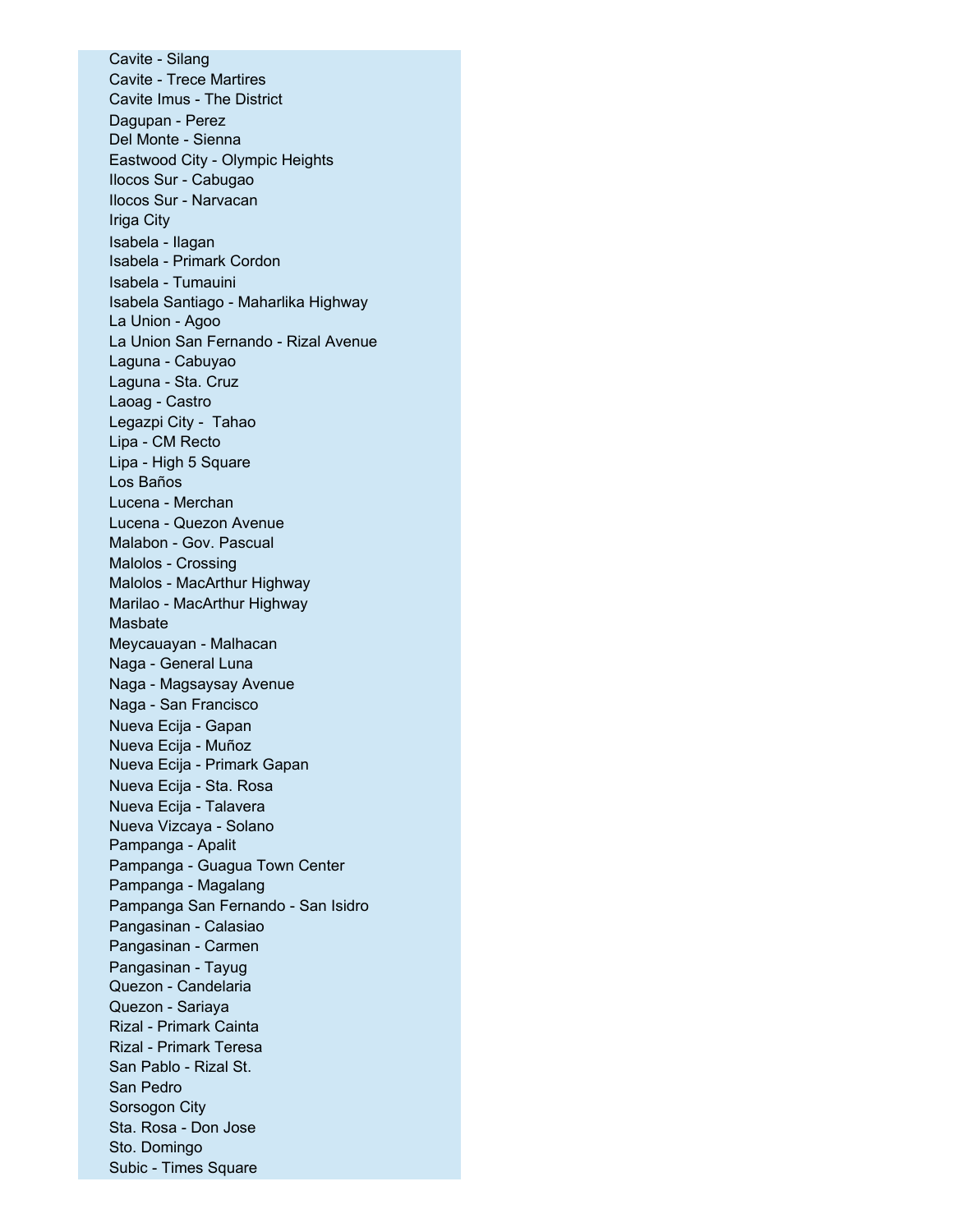Cavite - Silang
Cavite - Trece Martires
Cavite Imus - The District
Dagupan - Perez
Del Monte - Sienna
Eastwood City - Olympic Heights
Ilocos Sur - Cabugao
Ilocos Sur - Narvacan
Iriga City
Isabela - Ilagan
Isabela - Primark Cordon
Isabela - Tumauini
Isabela Santiago - Maharlika Highway
La Union - Agoo
La Union San Fernando - Rizal Avenue
Laguna - Cabuyao
Laguna - Sta. Cruz
Laoag - Castro
Legazpi City - Tahao
Lipa - CM Recto
Lipa - High 5 Square
Los Baños
Lucena - Merchan
Lucena - Quezon Avenue
Malabon - Gov. Pascual
Malolos - Crossing
Malolos - MacArthur Highway
Marilao - MacArthur Highway
Masbate
Meycauayan - Malhacan
Naga - General Luna
Naga - Magsaysay Avenue
Naga - San Francisco
Nueva Ecija - Gapan
Nueva Ecija - Muñoz
Nueva Ecija - Primark Gapan
Nueva Ecija - Sta. Rosa
Nueva Ecija - Talavera
Nueva Vizcaya - Solano
Pampanga - Apalit
Pampanga - Guagua Town Center
Pampanga - Magalang
Pampanga San Fernando - San Isidro
Pangasinan - Calasiao
Pangasinan - Carmen
Pangasinan - Tayug
Quezon - Candelaria
Quezon - Sariaya
Rizal - Primark Cainta
Rizal - Primark Teresa
San Pablo - Rizal St.
San Pedro
Sorsogon City
Sta. Rosa - Don Jose
Sto. Domingo
Subic - Times Square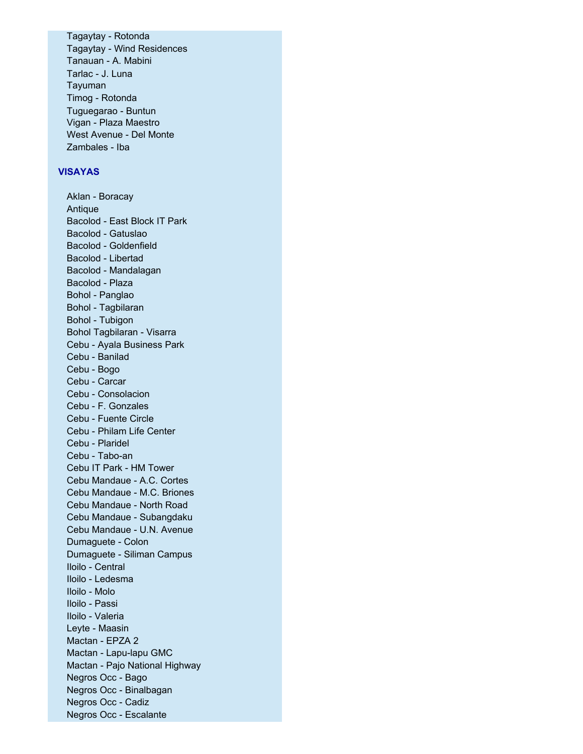Tagaytay - Rotonda
Tagaytay - Wind Residences
Tanauan - A. Mabini
Tarlac - J. Luna
Tayuman
Timog - Rotonda
Tuguegarao - Buntun
Vigan - Plaza Maestro
West Avenue - Del Monte
Zambales - Iba

## VISAYAS

Aklan - Boracay
Antique
Bacolod - East Block IT Park
Bacolod - Gatuslao
Bacolod - Goldenfield
Bacolod - Libertad
Bacolod - Mandalagan
Bacolod - Plaza
Bohol - Panglao
Bohol - Tagbilaran
Bohol - Tubigon
Bohol Tagbilaran - Visarra
Cebu - Ayala Business Park
Cebu - Banilad
Cebu - Bogo
Cebu - Carcar
Cebu - Consolacion
Cebu - F. Gonzales
Cebu - Fuente Circle
Cebu - Philam Life Center
Cebu - Plaridel
Cebu - Tabo-an
Cebu IT Park - HM Tower
Cebu Mandaue - A.C. Cortes
Cebu Mandaue - M.C. Briones
Cebu Mandaue - North Road
Cebu Mandaue - Subangdaku
Cebu Mandaue - U.N. Avenue
Dumaguete - Colon
Dumaguete - Siliman Campus
Iloilo - Central
Iloilo - Ledesma
Iloilo - Molo
Iloilo - Passi
Iloilo - Valeria
Leyte - Maasin
Mactan - EPZA 2
Mactan - Lapu-lapu GMC
Mactan - Pajo National Highway
Negros Occ - Bago
Negros Occ - Binalbagan
Negros Occ - Cadiz
Negros Occ - Escalante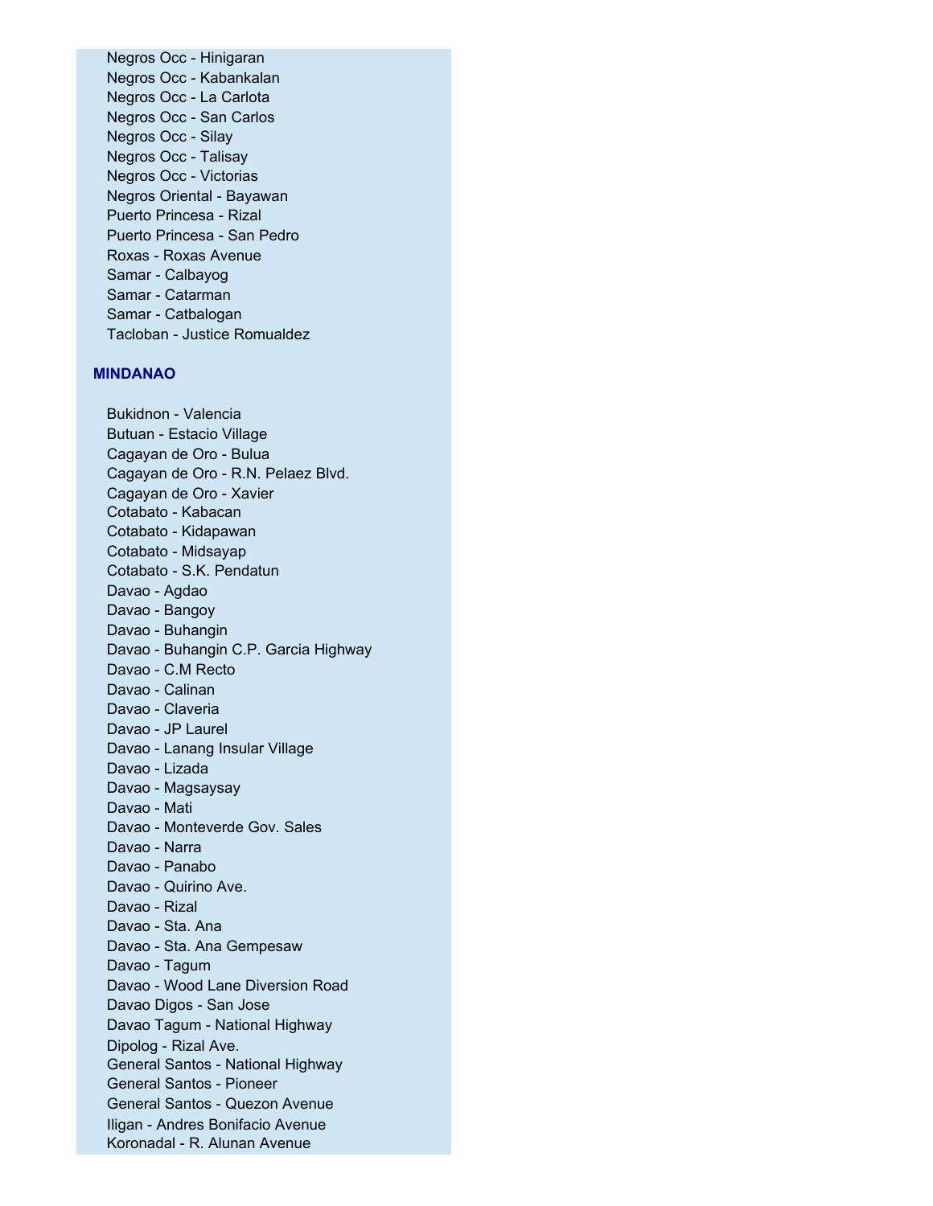Negros Occ - Hinigaran
Negros Occ - Kabankalan
Negros Occ - La Carlota
Negros Occ - San Carlos
Negros Occ - Silay
Negros Occ - Talisay
Negros Occ - Victorias
Negros Oriental - Bayawan
Puerto Princesa - Rizal
Puerto Princesa - San Pedro
Roxas - Roxas Avenue
Samar - Calbayog
Samar - Catarman
Samar - Catbalogan
Tacloban - Justice Romualdez

**MINDANAO**

Bukidnon - Valencia
Butuan - Estacio Village
Cagayan de Oro - Bulua
Cagayan de Oro - R.N. Pelaez Blvd.
Cagayan de Oro - Xavier
Cotabato - Kabacan
Cotabato - Kidapawan
Cotabato - Midsayap
Cotabato - S.K. Pendatun
Davao - Agdao
Davao - Bangoy
Davao - Buhangin
Davao - Buhangin C.P. Garcia Highway
Davao - C.M Recto
Davao - Calinan
Davao - Claveria
Davao - JP Laurel
Davao - Lanang Insular Village
Davao - Lizada
Davao - Magsaysay
Davao - Mati
Davao - Monteverde Gov. Sales
Davao - Narra
Davao - Panabo
Davao - Quirino Ave.
Davao - Rizal
Davao - Sta. Ana
Davao - Sta. Ana Gempesaw
Davao - Tagum
Davao - Wood Lane Diversion Road
Davao Digos - San Jose
Davao Tagum - National Highway
Dipolog - Rizal Ave.
General Santos - National Highway
General Santos - Pioneer
General Santos - Quezon Avenue
Iligan - Andres Bonifacio Avenue
Koronadal - R. Alunan Avenue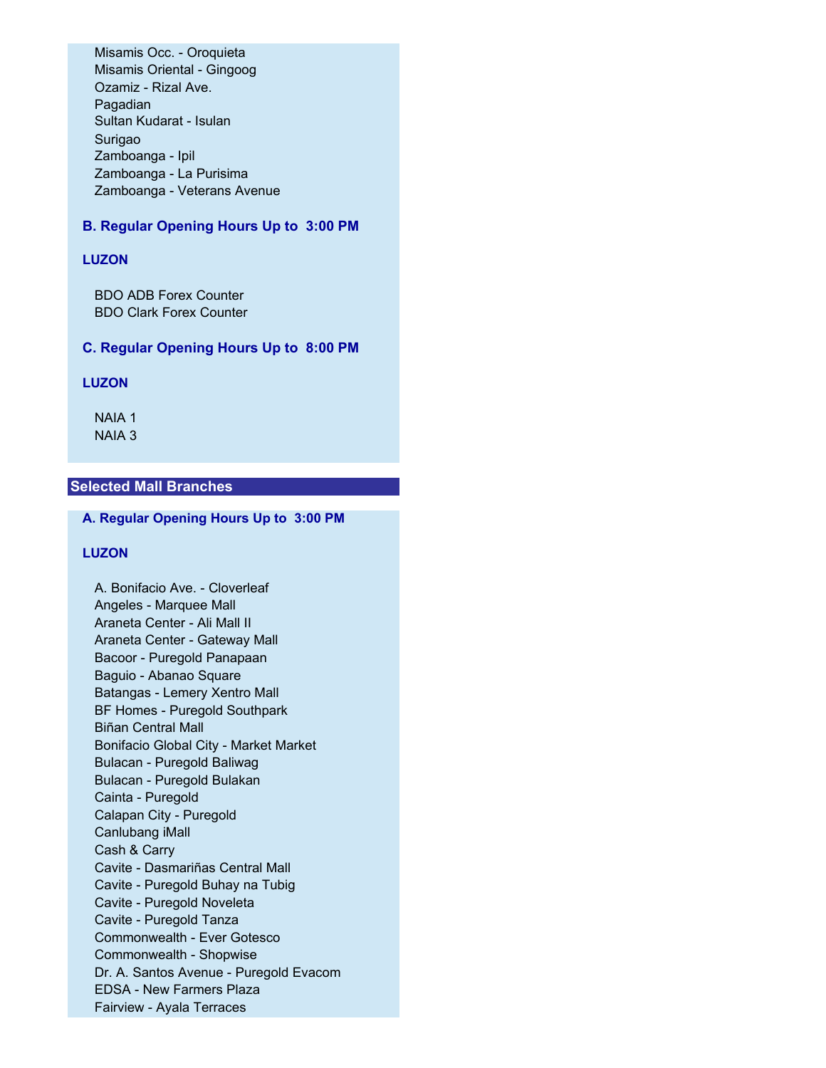Misamis Occ. - Oroquieta
Misamis Oriental - Gingoog
Ozamiz - Rizal Ave.
Pagadian
Sultan Kudarat - Isulan
Surigao
Zamboanga - Ipil
Zamboanga - La Purisima
Zamboanga - Veterans Avenue

### B. Regular Opening Hours Up to 3:00 PM

**LUZON**

BDO ADB Forex Counter
BDO Clark Forex Counter

### C. Regular Opening Hours Up to 8:00 PM

**LUZON**

NAIA 1
NAIA 3

## Selected Mall Branches

### A. Regular Opening Hours Up to 3:00 PM

**LUZON**

A. Bonifacio Ave. - Cloverleaf
Angeles - Marquee Mall
Araneta Center - Ali Mall II
Araneta Center - Gateway Mall
Bacoor - Puregold Panapaan
Baguio - Abanao Square
Batangas - Lemery Xentro Mall
BF Homes - Puregold Southpark
Biñan Central Mall
Bonifacio Global City - Market Market
Bulacan - Puregold Baliwag
Bulacan - Puregold Bulakan
Cainta - Puregold
Calapan City - Puregold
Canlubang iMall
Cash & Carry
Cavite - Dasmariñas Central Mall
Cavite - Puregold Buhay na Tubig
Cavite - Puregold Noveleta
Cavite - Puregold Tanza
Commonwealth - Ever Gotesco
Commonwealth - Shopwise
Dr. A. Santos Avenue - Puregold Evacom
EDSA - New Farmers Plaza
Fairview - Ayala Terraces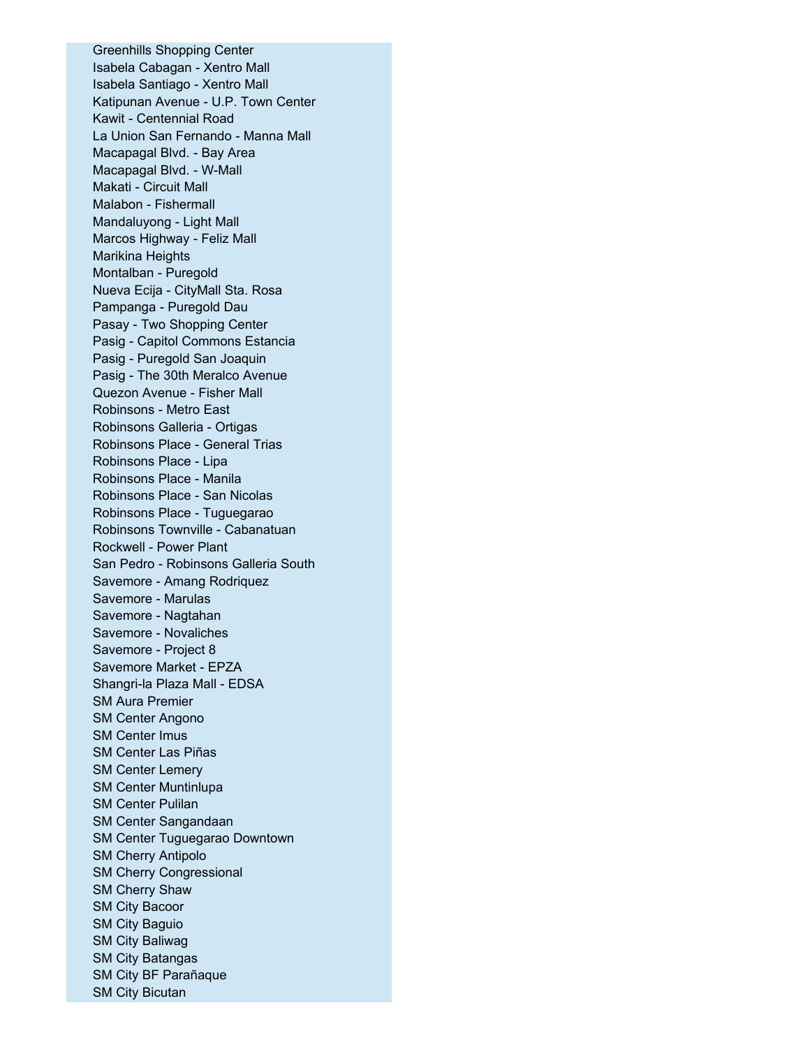Greenhills Shopping Center
Isabela Cabagan - Xentro Mall
Isabela Santiago - Xentro Mall
Katipunan Avenue - U.P. Town Center
Kawit - Centennial Road
La Union San Fernando - Manna Mall
Macapagal Blvd. - Bay Area
Macapagal Blvd. - W-Mall
Makati - Circuit Mall
Malabon - Fishermall
Mandaluyong - Light Mall
Marcos Highway - Feliz Mall
Marikina Heights
Montalban - Puregold
Nueva Ecija - CityMall Sta. Rosa
Pampanga - Puregold Dau
Pasay - Two Shopping Center
Pasig - Capitol Commons Estancia
Pasig - Puregold San Joaquin
Pasig - The 30th Meralco Avenue
Quezon Avenue - Fisher Mall
Robinsons - Metro East
Robinsons Galleria - Ortigas
Robinsons Place - General Trias
Robinsons Place - Lipa
Robinsons Place - Manila
Robinsons Place - San Nicolas
Robinsons Place - Tuguegarao
Robinsons Townville - Cabanatuan
Rockwell - Power Plant
San Pedro - Robinsons Galleria South
Savemore - Amang Rodriquez
Savemore - Marulas
Savemore - Nagtahan
Savemore - Novaliches
Savemore - Project 8
Savemore Market - EPZA
Shangri-la Plaza Mall - EDSA
SM Aura Premier
SM Center Angono
SM Center Imus
SM Center Las Piñas
SM Center Lemery
SM Center Muntinlupa
SM Center Pulilan
SM Center Sangandaan
SM Center Tuguegarao Downtown
SM Cherry Antipolo
SM Cherry Congressional
SM Cherry Shaw
SM City Bacoor
SM City Baguio
SM City Baliwag
SM City Batangas
SM City BF Parañaque
SM City Bicutan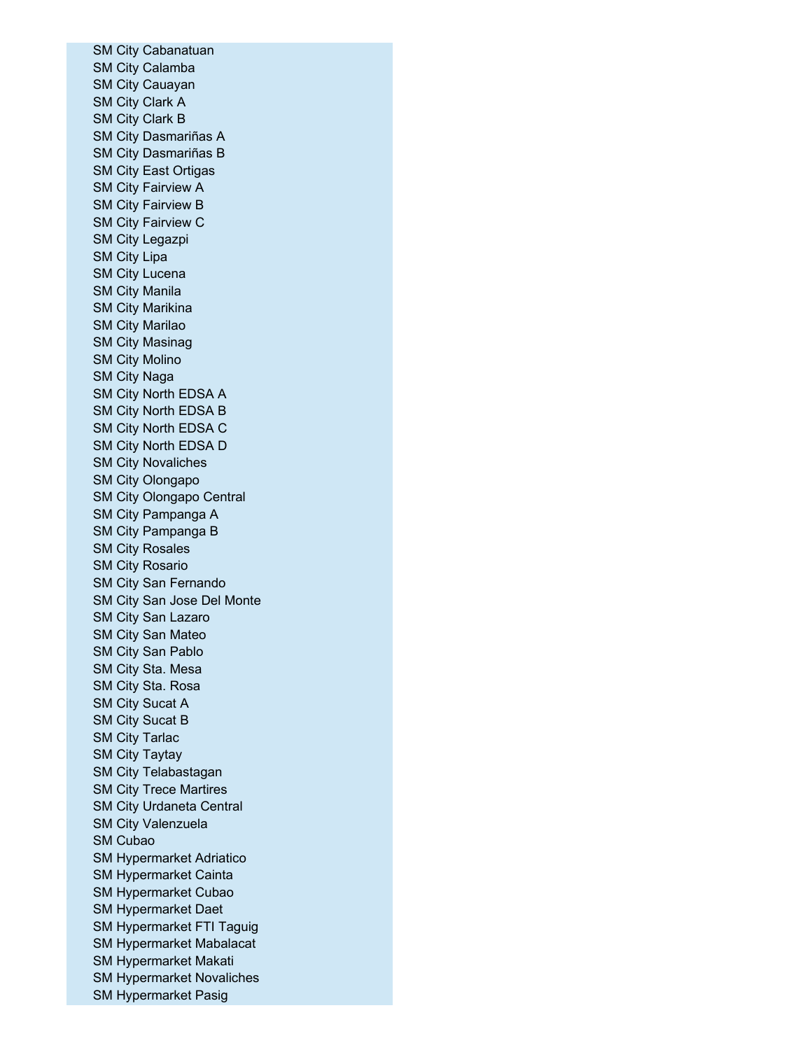SM City Cabanatuan
SM City Calamba
SM City Cauayan
SM City Clark A
SM City Clark B
SM City Dasmariñas A
SM City Dasmariñas B
SM City East Ortigas
SM City Fairview A
SM City Fairview B
SM City Fairview C
SM City Legazpi
SM City Lipa
SM City Lucena
SM City Manila
SM City Marikina
SM City Marilao
SM City Masinag
SM City Molino
SM City Naga
SM City North EDSA A
SM City North EDSA B
SM City North EDSA C
SM City North EDSA D
SM City Novaliches
SM City Olongapo
SM City Olongapo Central
SM City Pampanga A
SM City Pampanga B
SM City Rosales
SM City Rosario
SM City San Fernando
SM City San Jose Del Monte
SM City San Lazaro
SM City San Mateo
SM City San Pablo
SM City Sta. Mesa
SM City Sta. Rosa
SM City Sucat A
SM City Sucat B
SM City Tarlac
SM City Taytay
SM City Telabastagan
SM City Trece Martires
SM City Urdaneta Central
SM City Valenzuela
SM Cubao
SM Hypermarket Adriatico
SM Hypermarket Cainta
SM Hypermarket Cubao
SM Hypermarket Daet
SM Hypermarket FTI Taguig
SM Hypermarket Mabalacat
SM Hypermarket Makati
SM Hypermarket Novaliches
SM Hypermarket Pasig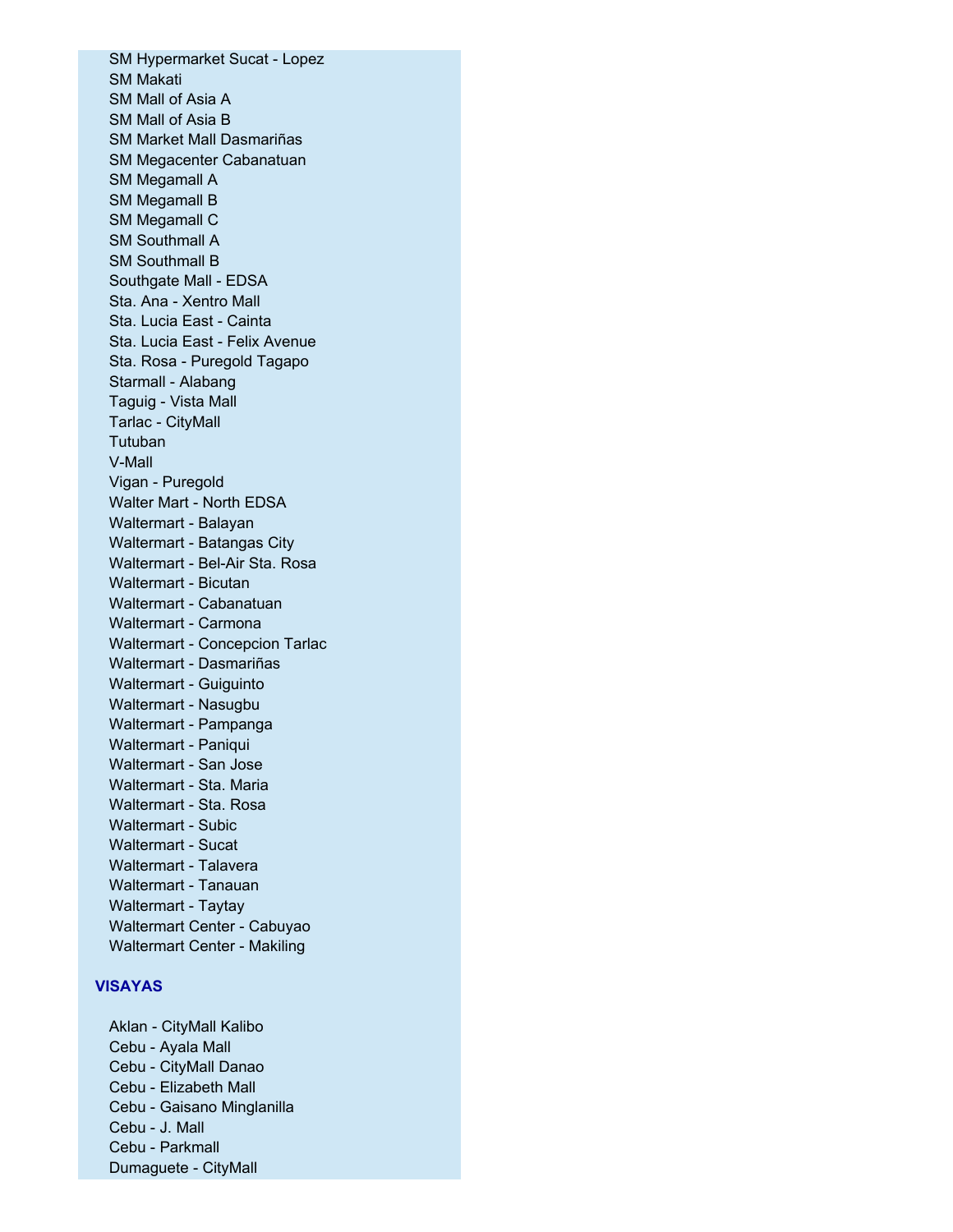SM Hypermarket Sucat - Lopez
SM Makati
SM Mall of Asia A
SM Mall of Asia B
SM Market Mall Dasmariñas
SM Megacenter Cabanatuan
SM Megamall A
SM Megamall B
SM Megamall C
SM Southmall A
SM Southmall B
Southgate Mall - EDSA
Sta. Ana - Xentro Mall
Sta. Lucia East - Cainta
Sta. Lucia East - Felix Avenue
Sta. Rosa - Puregold Tagapo
Starmall - Alabang
Taguig - Vista Mall
Tarlac - CityMall
Tutuban
V-Mall
Vigan - Puregold
Walter Mart - North EDSA
Waltermart - Balayan
Waltermart - Batangas City
Waltermart - Bel-Air Sta. Rosa
Waltermart - Bicutan
Waltermart - Cabanatuan
Waltermart - Carmona
Waltermart - Concepcion Tarlac
Waltermart - Dasmariñas
Waltermart - Guiguinto
Waltermart - Nasugbu
Waltermart - Pampanga
Waltermart - Paniqui
Waltermart - San Jose
Waltermart - Sta. Maria
Waltermart - Sta. Rosa
Waltermart - Subic
Waltermart - Sucat
Waltermart - Talavera
Waltermart - Tanauan
Waltermart - Taytay
Waltermart Center - Cabuyao
Waltermart Center - Makiling

**VISAYAS**

Aklan - CityMall Kalibo
Cebu - Ayala Mall
Cebu - CityMall Danao
Cebu - Elizabeth Mall
Cebu - Gaisano Minglanilla
Cebu - J. Mall
Cebu - Parkmall
Dumaguete - CityMall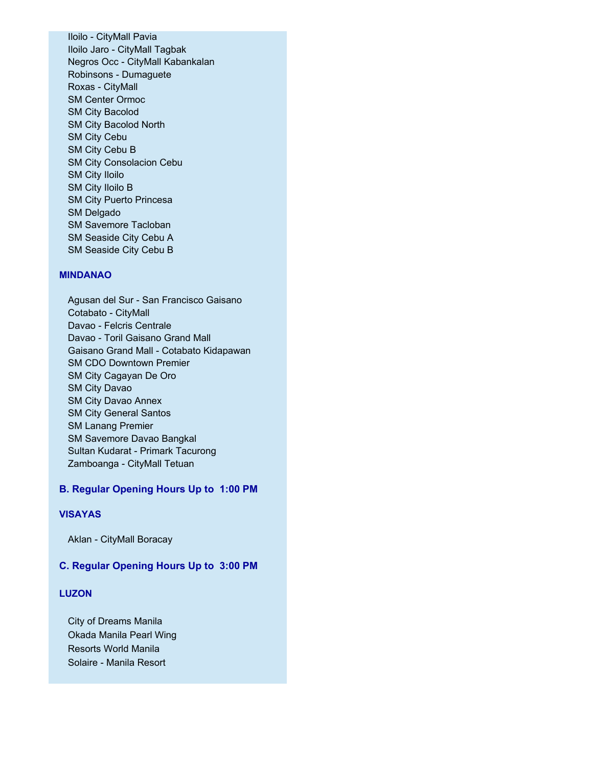Iloilo - CityMall Pavia
Iloilo Jaro - CityMall Tagbak
Negros Occ - CityMall Kabankalan
Robinsons - Dumaguete
Roxas - CityMall
SM Center Ormoc
SM City Bacolod
SM City Bacolod North
SM City Cebu
SM City Cebu B
SM City Consolacion Cebu
SM City Iloilo
SM City Iloilo B
SM City Puerto Princesa
SM Delgado
SM Savemore Tacloban
SM Seaside City Cebu A
SM Seaside City Cebu B

**MINDANAO**

Agusan del Sur - San Francisco Gaisano
Cotabato - CityMall
Davao - Felcris Centrale
Davao - Toril Gaisano Grand Mall
Gaisano Grand Mall - Cotabato Kidapawan
SM CDO Downtown Premier
SM City Cagayan De Oro
SM City Davao
SM City Davao Annex
SM City General Santos
SM Lanang Premier
SM Savemore Davao Bangkal
Sultan Kudarat - Primark Tacurong
Zamboanga - CityMall Tetuan

**B. Regular Opening Hours Up to 1:00 PM**

**VISAYAS**

Aklan - CityMall Boracay

**C. Regular Opening Hours Up to 3:00 PM**

**LUZON**

City of Dreams Manila
Okada Manila Pearl Wing
Resorts World Manila
Solaire - Manila Resort